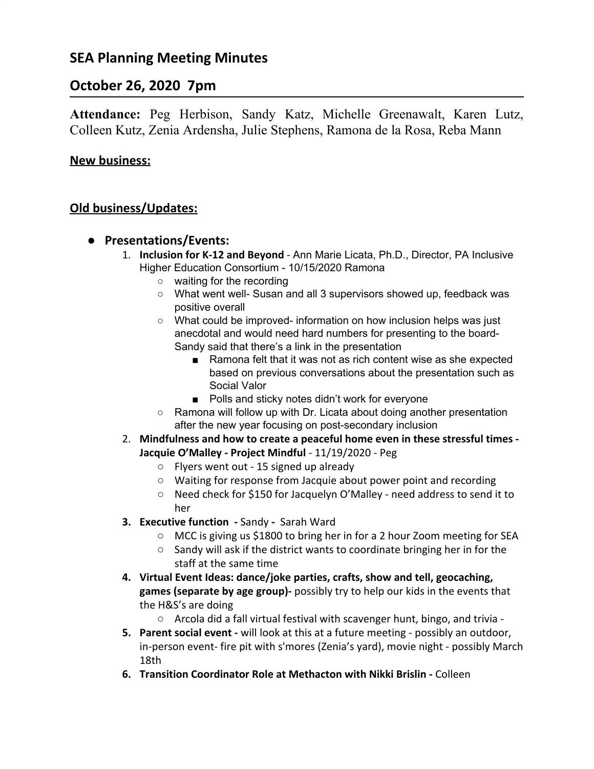# SEA Planning Meeting Minutes

## October 26, 2020 7pm

**Attendance:** Peg Herbison, Sandy Katz, Michelle Greenawalt, Karen Lutz, Colleen Kutz, Zenia Ardensha, Julie Stephens, Ramona de la Rosa, Reba Mann

**New business:**

**Old business/Updates:**

- **Presentations/Events:**
  1. **Inclusion for K-12 and Beyond** - Ann Marie Licata, Ph.D., Director, PA Inclusive Higher Education Consortium - 10/15/2020 Ramona
     - waiting for the recording
     - What went well- Susan and all 3 supervisors showed up, feedback was positive overall
     - What could be improved- information on how inclusion helps was just anecdotal and would need hard numbers for presenting to the board- Sandy said that there's a link in the presentation
       - Ramona felt that it was not as rich content wise as she expected based on previous conversations about the presentation such as Social Valor
       - Polls and sticky notes didn't work for everyone
     - Ramona will follow up with Dr. Licata about doing another presentation after the new year focusing on post-secondary inclusion
  2. **Mindfulness and how to create a peaceful home even in these stressful times - Jacquie O'Malley - Project Mindful** - 11/19/2020 - Peg
     - Flyers went out - 15 signed up already
     - Waiting for response from Jacquie about power point and recording
     - Need check for $150 for Jacquelyn O'Malley - need address to send it to her
  3. **Executive function -** Sandy **-** Sarah Ward
     - MCC is giving us $1800 to bring her in for a 2 hour Zoom meeting for SEA
     - Sandy will ask if the district wants to coordinate bringing her in for the staff at the same time
  4. **Virtual Event Ideas: dance/joke parties, crafts, show and tell, geocaching, games (separate by age group)-** possibly try to help our kids in the events that the H&S's are doing
     - Arcola did a fall virtual festival with scavenger hunt, bingo, and trivia -
  5. **Parent social event -** will look at this at a future meeting - possibly an outdoor, in-person event- fire pit with s'mores (Zenia's yard), movie night - possibly March 18th
  6. **Transition Coordinator Role at Methacton with Nikki Brislin -** Colleen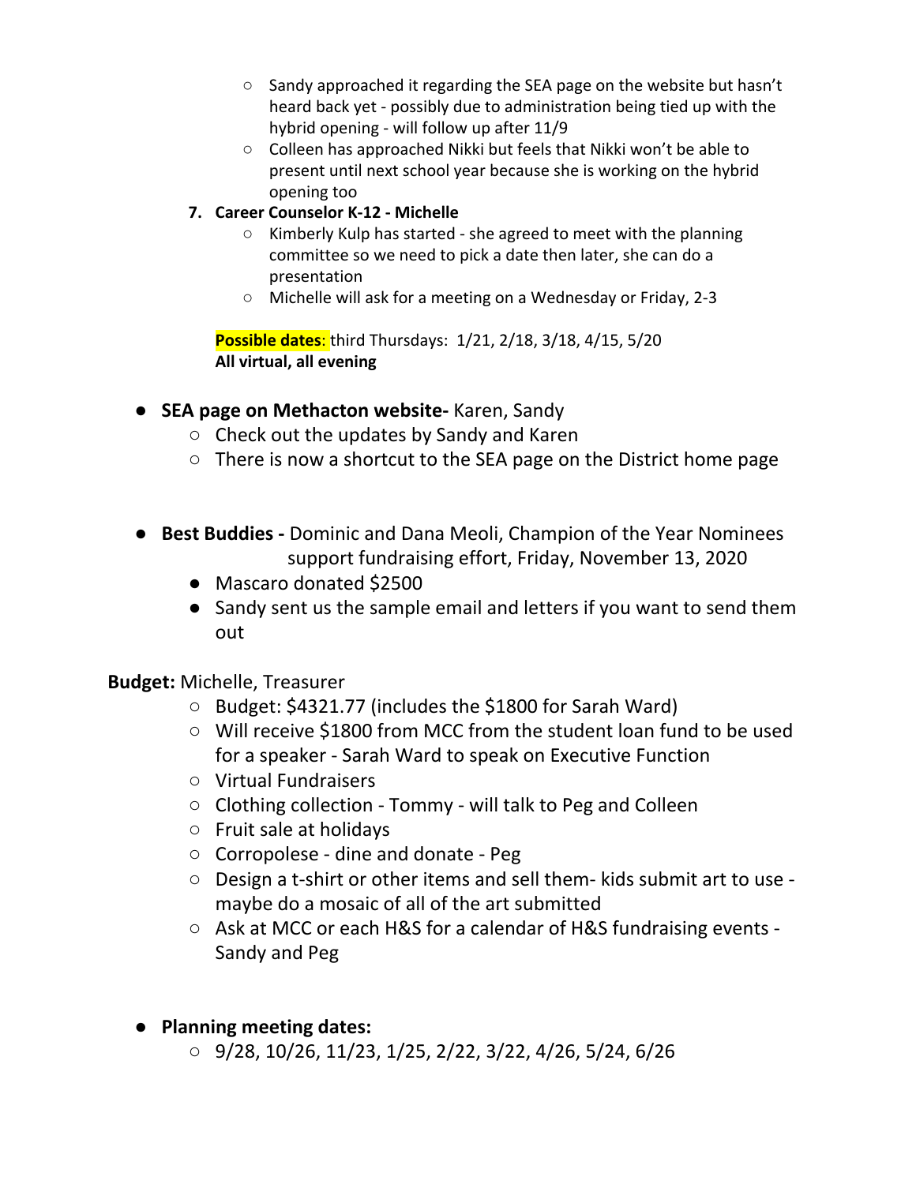- Sandy approached it regarding the SEA page on the website but hasn't heard back yet - possibly due to administration being tied up with the hybrid opening - will follow up after 11/9
   - Colleen has approached Nikki but feels that Nikki won't be able to present until next school year because she is working on the hybrid opening too

7. **Career Counselor K-12 - Michelle**
   - Kimberly Kulp has started - she agreed to meet with the planning committee so we need to pick a date then later, she can do a presentation
   - Michelle will ask for a meeting on a Wednesday or Friday, 2-3

   **Possible dates**: third Thursdays: 1/21, 2/18, 3/18, 4/15, 5/20
   **All virtual, all evening**

- **SEA page on Methacton website-** Karen, Sandy
  - Check out the updates by Sandy and Karen
  - There is now a shortcut to the SEA page on the District home page

- **Best Buddies -** Dominic and Dana Meoli, Champion of the Year Nominees support fundraising effort, Friday, November 13, 2020
  - Mascaro donated $2500
  - Sandy sent us the sample email and letters if you want to send them out

**Budget:** Michelle, Treasurer
  - Budget: $4321.77 (includes the $1800 for Sarah Ward)
  - Will receive $1800 from MCC from the student loan fund to be used for a speaker - Sarah Ward to speak on Executive Function
  - Virtual Fundraisers
  - Clothing collection - Tommy - will talk to Peg and Colleen
  - Fruit sale at holidays
  - Corropolese - dine and donate - Peg
  - Design a t-shirt or other items and sell them- kids submit art to use - maybe do a mosaic of all of the art submitted
  - Ask at MCC or each H&S for a calendar of H&S fundraising events - Sandy and Peg

- **Planning meeting dates:**
  - 9/28, 10/26, 11/23, 1/25, 2/22, 3/22, 4/26, 5/24, 6/26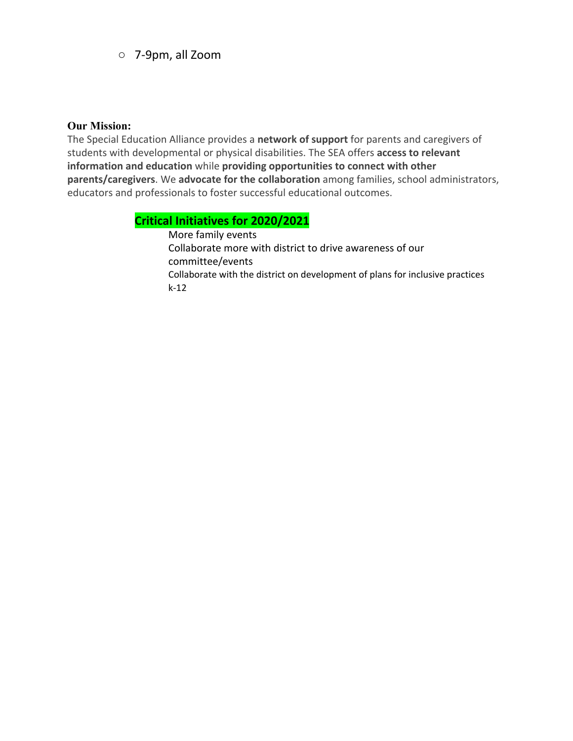- 7-9pm, all Zoom

**Our Mission:**

The Special Education Alliance provides a **network of support** for parents and caregivers of students with developmental or physical disabilities. The SEA offers **access to relevant information and education** while **providing opportunities to connect with other parents/caregivers**. We **advocate for the collaboration** among families, school administrators, educators and professionals to foster successful educational outcomes.

## Critical Initiatives for 2020/2021

More family events

Collaborate more with district to drive awareness of our committee/events

Collaborate with the district on development of plans for inclusive practices k-12